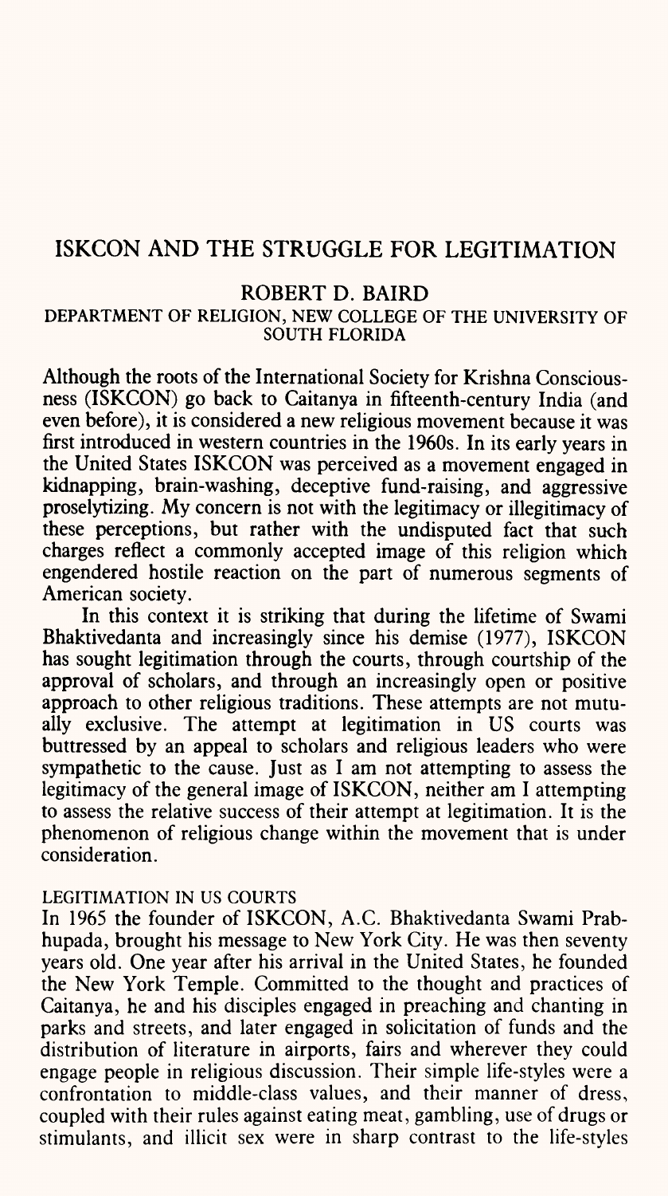# ISKCON AND THE STRUGGLE FOR LEGITIMATION

ROBERT D. BAIRD

DEPARTMENT OF RELIGION, NEW COLLEGE OF THE UNIVERSITY OF SOUTH FLORIDA

Although the roots of the International Society for Krishna Consciousness (ISKCON) go back to Caitanya in fifteenth-century India (and even before), it is considered a new religious movement because it was first introduced in western countries in the 1960s. In its early years in the United States ISKCON was perceived as a movement engaged in kidnapping, brain-washing, deceptive fund-raising, and aggressive proselytizing. My concern is not with the legitimacy or illegitimacy of these perceptions, but rather with the undisputed fact that such charges reflect a commonly accepted image of this religion which engendered hostile reaction on the part of numerous segments of American society.

In this context it is striking that during the lifetime of Swami Bhaktivedanta and increasingly since his demise (1977), ISKCON has sought legitimation through the courts, through courtship of the approval of scholars, and through an increasingly open or positive approach to other religious traditions. These attempts are not mutually exclusive. The attempt at legitimation in US courts was buttressed by an appeal to scholars and religious leaders who were sympathetic to the cause. Just as I am not attempting to assess the legitimacy of the general image of ISKCON, neither am I attempting to assess the relative success of their attempt at legitimation. It is the phenomenon of religious change within the movement that is under consideration.

## LEGITIMATION IN US COURTS

In 1965 the founder of ISKCON, A.C. Bhaktivedanta Swami Prabhupada, brought his message to New York City. He was then seventy years old. One year after his arrival in the United States, he founded the New York Temple. Committed to the thought and practices of Caitanya, he and his disciples engaged in preaching and chanting in parks and streets, and later engaged in solicitation of funds and the distribution of literature in airports, fairs and wherever they could engage people in religious discussion. Their simple life-styles were a confrontation to middle-class values, and their manner of dress, coupled with their rules against eating meat, gambling, use of drugs or stimulants, and illicit sex were in sharp contrast to the life-styles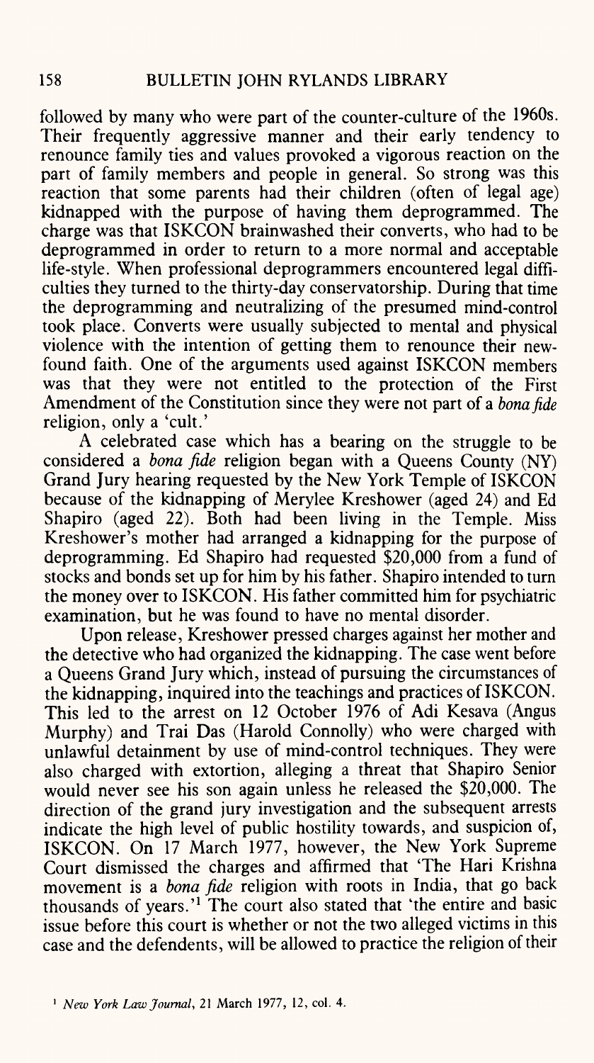followed by many who were part of the counter-culture of the 1960s. Their frequently aggressive manner and their early tendency to renounce family ties and values provoked a vigorous reaction on the part of family members and people in general. So strong was this reaction that some parents had their children (often of legal age) kidnapped with the purpose of having them deprogrammed. The charge was that ISKCON brainwashed their converts, who had to be deprogrammed in order to return to a more normal and acceptable life-style. When professional deprogrammers encountered legal difficulties they turned to the thirty-day conservatorship. During that time the deprogramming and neutralizing of the presumed mind-control took place. Converts were usually subjected to mental and physical violence with the intention of getting them to renounce their new-found faith. One of the arguments used against ISKCON members was that they were not entitled to the protection of the First Amendment of the Constitution since they were not part of a *bona fide* religion, only a 'cult.'

A celebrated case which has a bearing on the struggle to be considered a *bona fide* religion began with a Queens County (NY) Grand Jury hearing requested by the New York Temple of ISKCON because of the kidnapping of Merylee Kreshower (aged 24) and Ed Shapiro (aged 22). Both had been living in the Temple. Miss Kreshower's mother had arranged a kidnapping for the purpose of deprogramming. Ed Shapiro had requested $20,000 from a fund of stocks and bonds set up for him by his father. Shapiro intended to turn the money over to ISKCON. His father committed him for psychiatric examination, but he was found to have no mental disorder.

Upon release, Kreshower pressed charges against her mother and the detective who had organized the kidnapping. The case went before a Queens Grand Jury which, instead of pursuing the circumstances of the kidnapping, inquired into the teachings and practices of ISKCON. This led to the arrest on 12 October 1976 of Adi Kesava (Angus Murphy) and Trai Das (Harold Connolly) who were charged with unlawful detainment by use of mind-control techniques. They were also charged with extortion, alleging a threat that Shapiro Senior would never see his son again unless he released the $20,000. The direction of the grand jury investigation and the subsequent arrests indicate the high level of public hostility towards, and suspicion of, ISKCON. On 17 March 1977, however, the New York Supreme Court dismissed the charges and affirmed that 'The Hari Krishna movement is a *bona fide* religion with roots in India, that go back thousands of years.'[1] The court also stated that 'the entire and basic issue before this court is whether or not the two alleged victims in this case and the defendents, will be allowed to practice the religion of their

[1] *New York Law Journal*, 21 March 1977, 12, col. 4.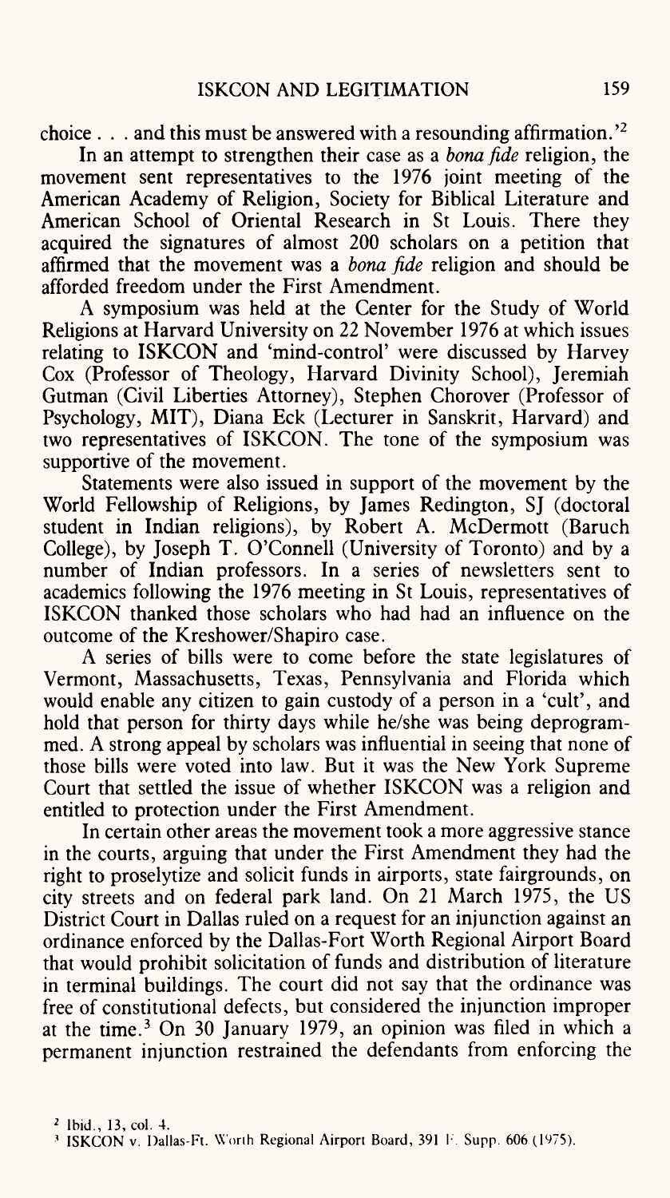choice . . . and this must be answered with a resounding affirmation.'[2]

In an attempt to strengthen their case as a *bona fide* religion, the movement sent representatives to the 1976 joint meeting of the American Academy of Religion, Society for Biblical Literature and American School of Oriental Research in St Louis. There they acquired the signatures of almost 200 scholars on a petition that affirmed that the movement was a *bona fide* religion and should be afforded freedom under the First Amendment.

A symposium was held at the Center for the Study of World Religions at Harvard University on 22 November 1976 at which issues relating to ISKCON and 'mind-control' were discussed by Harvey Cox (Professor of Theology, Harvard Divinity School), Jeremiah Gutman (Civil Liberties Attorney), Stephen Chorover (Professor of Psychology, MIT), Diana Eck (Lecturer in Sanskrit, Harvard) and two representatives of ISKCON. The tone of the symposium was supportive of the movement.

Statements were also issued in support of the movement by the World Fellowship of Religions, by James Redington, SJ (doctoral student in Indian religions), by Robert A. McDermott (Baruch College), by Joseph T. O'Connell (University of Toronto) and by a number of Indian professors. In a series of newsletters sent to academics following the 1976 meeting in St Louis, representatives of ISKCON thanked those scholars who had had an influence on the outcome of the Kreshower/Shapiro case.

A series of bills were to come before the state legislatures of Vermont, Massachusetts, Texas, Pennsylvania and Florida which would enable any citizen to gain custody of a person in a 'cult', and hold that person for thirty days while he/she was being deprogrammed. A strong appeal by scholars was influential in seeing that none of those bills were voted into law. But it was the New York Supreme Court that settled the issue of whether ISKCON was a religion and entitled to protection under the First Amendment.

In certain other areas the movement took a more aggressive stance in the courts, arguing that under the First Amendment they had the right to proselytize and solicit funds in airports, state fairgrounds, on city streets and on federal park land. On 21 March 1975, the US District Court in Dallas ruled on a request for an injunction against an ordinance enforced by the Dallas-Fort Worth Regional Airport Board that would prohibit solicitation of funds and distribution of literature in terminal buildings. The court did not say that the ordinance was free of constitutional defects, but considered the injunction improper at the time.[3] On 30 January 1979, an opinion was filed in which a permanent injunction restrained the defendants from enforcing the

[2] Ibid., 13, col. 4.

[3] ISKCON v. Dallas-Ft. Worth Regional Airport Board, 391 F. Supp. 606 (1975).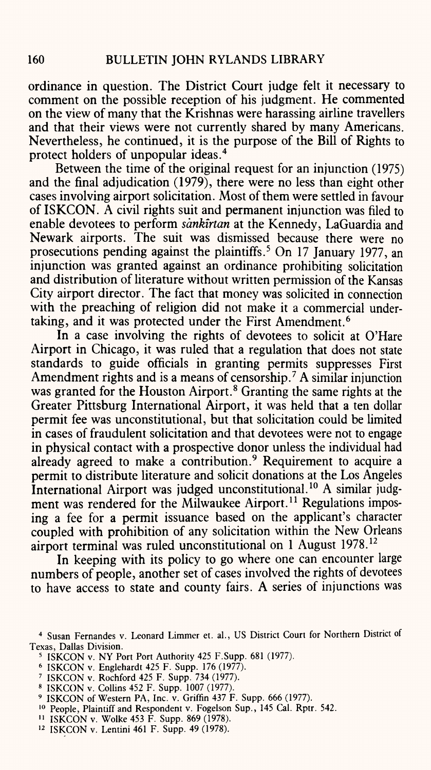ordinance in question. The District Court judge felt it necessary to comment on the possible reception of his judgment. He commented on the view of many that the Krishnas were harassing airline travellers and that their views were not currently shared by many Americans. Nevertheless, he continued, it is the purpose of the Bill of Rights to protect holders of unpopular ideas.[4]

Between the time of the original request for an injunction (1975) and the final adjudication (1979), there were no less than eight other cases involving airport solicitation. Most of them were settled in favour of ISKCON. A civil rights suit and permanent injunction was filed to enable devotees to perform *sankīrtan* at the Kennedy, LaGuardia and Newark airports. The suit was dismissed because there were no prosecutions pending against the plaintiffs.[5] On 17 January 1977, an injunction was granted against an ordinance prohibiting solicitation and distribution of literature without written permission of the Kansas City airport director. The fact that money was solicited in connection with the preaching of religion did not make it a commercial undertaking, and it was protected under the First Amendment.[6]

In a case involving the rights of devotees to solicit at O'Hare Airport in Chicago, it was ruled that a regulation that does not state standards to guide officials in granting permits suppresses First Amendment rights and is a means of censorship.[7] A similar injunction was granted for the Houston Airport.[8] Granting the same rights at the Greater Pittsburg International Airport, it was held that a ten dollar permit fee was unconstitutional, but that solicitation could be limited in cases of fraudulent solicitation and that devotees were not to engage in physical contact with a prospective donor unless the individual had already agreed to make a contribution.[9] Requirement to acquire a permit to distribute literature and solicit donations at the Los Angeles International Airport was judged unconstitutional.[10] A similar judgment was rendered for the Milwaukee Airport.[11] Regulations imposing a fee for a permit issuance based on the applicant's character coupled with prohibition of any solicitation within the New Orleans airport terminal was ruled unconstitutional on 1 August 1978.[12]

In keeping with its policy to go where one can encounter large numbers of people, another set of cases involved the rights of devotees to have access to state and county fairs. A series of injunctions was

---

[4] Susan Fernandes v. Leonard Limmer et. al., US District Court for Northern District of Texas, Dallas Division.

[5] ISKCON v. NY Port Port Authority 425 F.Supp. 681 (1977).

[6] ISKCON v. Englehardt 425 F. Supp. 176 (1977).

[7] ISKCON v. Rochford 425 F. Supp. 734 (1977).

[8] ISKCON v. Collins 452 F. Supp. 1007 (1977).

[9] ISKCON of Western PA, Inc. v. Griffin 437 F. Supp. 666 (1977).

[10] People, Plaintiff and Respondent v. Fogelson Sup., 145 Cal. Rptr. 542.

[11] ISKCON v. Wolke 453 F. Supp. 869 (1978).

[12] ISKCON v. Lentini 461 F. Supp. 49 (1978).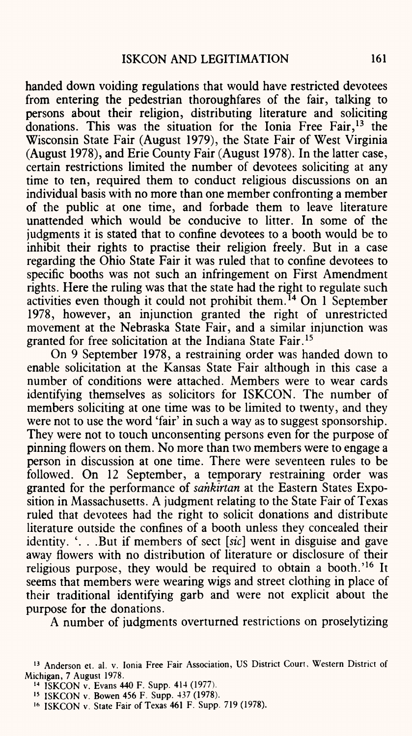handed down voiding regulations that would have restricted devotees from entering the pedestrian thoroughfares of the fair, talking to persons about their religion, distributing literature and soliciting donations. This was the situation for the Ionia Free Fair,[13] the Wisconsin State Fair (August 1979), the State Fair of West Virginia (August 1978), and Erie County Fair (August 1978). In the latter case, certain restrictions limited the number of devotees soliciting at any time to ten, required them to conduct religious discussions on an individual basis with no more than one member confronting a member of the public at one time, and forbade them to leave literature unattended which would be conducive to litter. In some of the judgments it is stated that to confine devotees to a booth would be to inhibit their rights to practise their religion freely. But in a case regarding the Ohio State Fair it was ruled that to confine devotees to specific booths was not such an infringement on First Amendment rights. Here the ruling was that the state had the right to regulate such activities even though it could not prohibit them.[14] On 1 September 1978, however, an injunction granted the right of unrestricted movement at the Nebraska State Fair, and a similar injunction was granted for free solicitation at the Indiana State Fair.[15]

On 9 September 1978, a restraining order was handed down to enable solicitation at the Kansas State Fair although in this case a number of conditions were attached. Members were to wear cards identifying themselves as solicitors for ISKCON. The number of members soliciting at one time was to be limited to twenty, and they were not to use the word 'fair' in such a way as to suggest sponsorship. They were not to touch unconsenting persons even for the purpose of pinning flowers on them. No more than two members were to engage a person in discussion at one time. There were seventeen rules to be followed. On 12 September, a temporary restraining order was granted for the performance of *saṅkīrtan* at the Eastern States Exposition in Massachusetts. A judgment relating to the State Fair of Texas ruled that devotees had the right to solicit donations and distribute literature outside the confines of a booth unless they concealed their identity. '. . .But if members of sect [*sic*] went in disguise and gave away flowers with no distribution of literature or disclosure of their religious purpose, they would be required to obtain a booth.'[16] It seems that members were wearing wigs and street clothing in place of their traditional identifying garb and were not explicit about the purpose for the donations.

A number of judgments overturned restrictions on proselytizing

---

[13] Anderson et. al. v. Ionia Free Fair Association, US District Court, Western District of Michigan, 7 August 1978.

[14] ISKCON v. Evans 440 F. Supp. 414 (1977).

[15] ISKCON v. Bowen 456 F. Supp. 437 (1978).

[16] ISKCON v. State Fair of Texas 461 F. Supp. 719 (1978).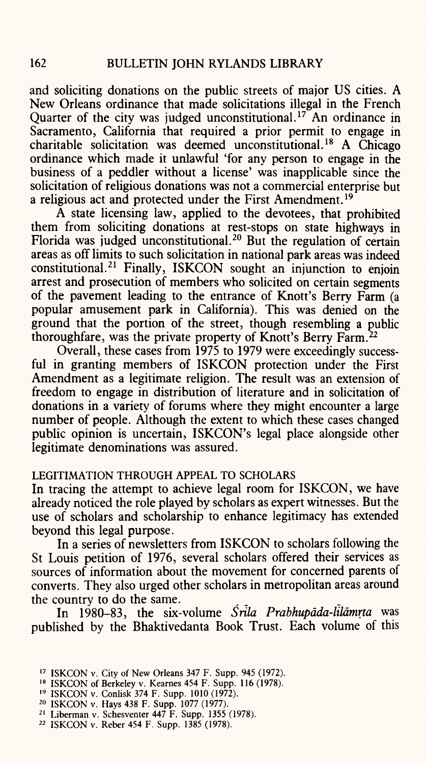and soliciting donations on the public streets of major US cities. A New Orleans ordinance that made solicitations illegal in the French Quarter of the city was judged unconstitutional.[17] An ordinance in Sacramento, California that required a prior permit to engage in charitable solicitation was deemed unconstitutional.[18] A Chicago ordinance which made it unlawful 'for any person to engage in the business of a peddler without a license' was inapplicable since the solicitation of religious donations was not a commercial enterprise but a religious act and protected under the First Amendment.[19]

A state licensing law, applied to the devotees, that prohibited them from soliciting donations at rest-stops on state highways in Florida was judged unconstitutional.[20] But the regulation of certain areas as off limits to such solicitation in national park areas was indeed constitutional.[21] Finally, ISKCON sought an injunction to enjoin arrest and prosecution of members who solicited on certain segments of the pavement leading to the entrance of Knott's Berry Farm (a popular amusement park in California). This was denied on the ground that the portion of the street, though resembling a public thoroughfare, was the private property of Knott's Berry Farm.[22]

Overall, these cases from 1975 to 1979 were exceedingly successful in granting members of ISKCON protection under the First Amendment as a legitimate religion. The result was an extension of freedom to engage in distribution of literature and in solicitation of donations in a variety of forums where they might encounter a large number of people. Although the extent to which these cases changed public opinion is uncertain, ISKCON's legal place alongside other legitimate denominations was assured.

## LEGITIMATION THROUGH APPEAL TO SCHOLARS

In tracing the attempt to achieve legal room for ISKCON, we have already noticed the role played by scholars as expert witnesses. But the use of scholars and scholarship to enhance legitimacy has extended beyond this legal purpose.

In a series of newsletters from ISKCON to scholars following the St Louis petition of 1976, several scholars offered their services as sources of information about the movement for concerned parents of converts. They also urged other scholars in metropolitan areas around the country to do the same.

In 1980–83, the six-volume *Śrīla Prabhupāda-līlāmṛta* was published by the Bhaktivedanta Book Trust. Each volume of this

[17] ISKCON v. City of New Orleans 347 F. Supp. 945 (1972).

[18] ISKCON of Berkeley v. Kearnes 454 F. Supp. 116 (1978).

[19] ISKCON v. Conlisk 374 F. Supp. 1010 (1972).

[20] ISKCON v. Hays 438 F. Supp. 1077 (1977).

[21] Liberman v. Schesventer 447 F. Supp. 1355 (1978).

[22] ISKCON v. Reber 454 F. Supp. 1385 (1978).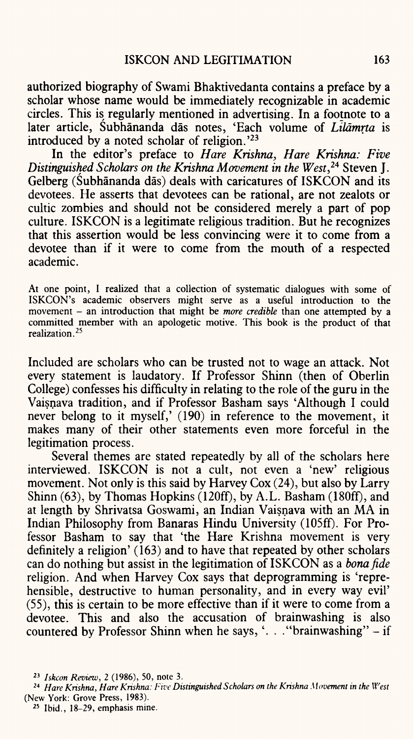authorized biography of Swami Bhaktivedanta contains a preface by a scholar whose name would be immediately recognizable in academic circles. This is regularly mentioned in advertising. In a footnote to a later article, Śubhānanda dās notes, 'Each volume of *Līlāmṛta* is introduced by a noted scholar of religion.'[23]

In the editor's preface to *Hare Krishna, Hare Krishna: Five Distinguished Scholars on the Krishna Movement in the West*,[24] Steven J. Gelberg (Śubhānanda dās) deals with caricatures of ISKCON and its devotees. He asserts that devotees can be rational, are not zealots or cultic zombies and should not be considered merely a part of pop culture. ISKCON is a legitimate religious tradition. But he recognizes that this assertion would be less convincing were it to come from a devotee than if it were to come from the mouth of a respected academic.

> At one point, I realized that a collection of systematic dialogues with some of ISKCON's academic observers might serve as a useful introduction to the movement – an introduction that might be *more credible* than one attempted by a committed member with an apologetic motive. This book is the product of that realization.[25]

Included are scholars who can be trusted not to wage an attack. Not every statement is laudatory. If Professor Shinn (then of Oberlin College) confesses his difficulty in relating to the role of the guru in the Vaiṣṇava tradition, and if Professor Basham says 'Although I could never belong to it myself,' (190) in reference to the movement, it makes many of their other statements even more forceful in the legitimation process.

Several themes are stated repeatedly by all of the scholars here interviewed. ISKCON is not a cult, not even a 'new' religious movement. Not only is this said by Harvey Cox (24), but also by Larry Shinn (63), by Thomas Hopkins (120ff), by A.L. Basham (180ff), and at length by Shrivatsa Goswami, an Indian Vaiṣṇava with an MA in Indian Philosophy from Banaras Hindu University (105ff). For Professor Basham to say that 'the Hare Krishna movement is very definitely a religion' (163) and to have that repeated by other scholars can do nothing but assist in the legitimation of ISKCON as a *bona fide* religion. And when Harvey Cox says that deprogramming is 'reprehensible, destructive to human personality, and in every way evil' (55), this is certain to be more effective than if it were to come from a devotee. This and also the accusation of brainwashing is also countered by Professor Shinn when he says, '. . ."brainwashing" – if

[23] *Iskcon Review*, 2 (1986), 50, note 3.

[24] *Hare Krishna, Hare Krishna: Five Distinguished Scholars on the Krishna Movement in the West* (New York: Grove Press, 1983).

[25] Ibid., 18–29, emphasis mine.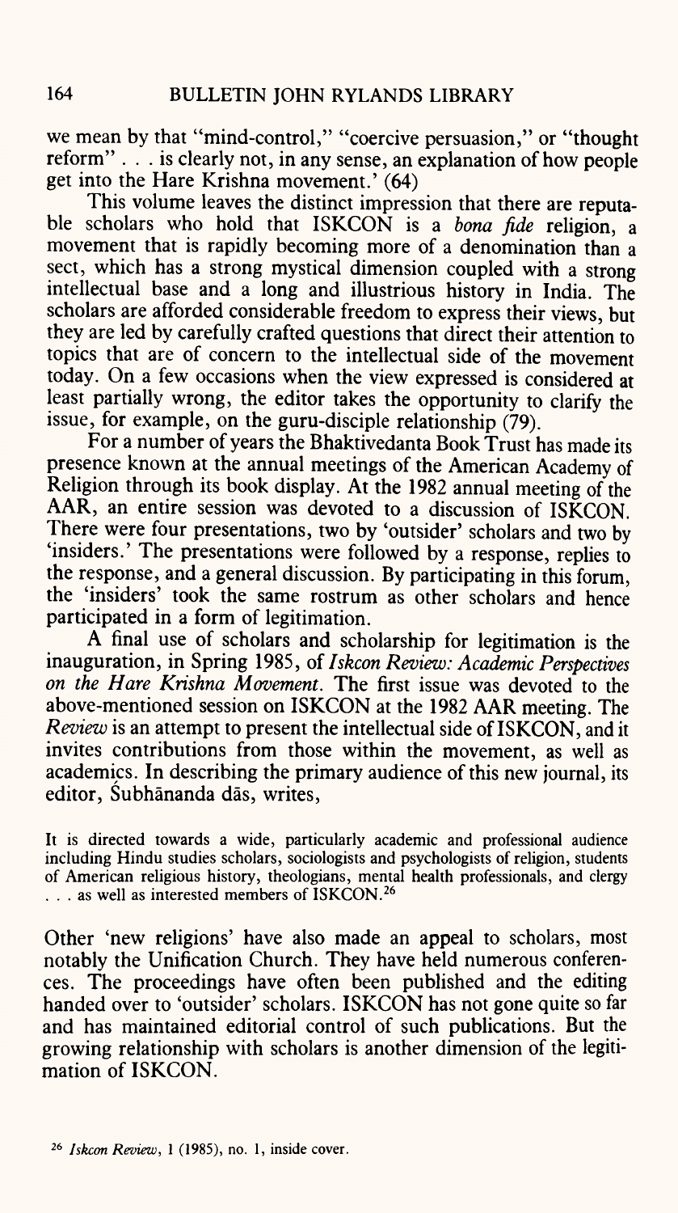we mean by that "mind-control," "coercive persuasion," or "thought reform" . . . is clearly not, in any sense, an explanation of how people get into the Hare Krishna movement.' (64)

This volume leaves the distinct impression that there are reputable scholars who hold that ISKCON is a *bona fide* religion, a movement that is rapidly becoming more of a denomination than a sect, which has a strong mystical dimension coupled with a strong intellectual base and a long and illustrious history in India. The scholars are afforded considerable freedom to express their views, but they are led by carefully crafted questions that direct their attention to topics that are of concern to the intellectual side of the movement today. On a few occasions when the view expressed is considered at least partially wrong, the editor takes the opportunity to clarify the issue, for example, on the guru-disciple relationship (79).

For a number of years the Bhaktivedanta Book Trust has made its presence known at the annual meetings of the American Academy of Religion through its book display. At the 1982 annual meeting of the AAR, an entire session was devoted to a discussion of ISKCON. There were four presentations, two by 'outsider' scholars and two by 'insiders.' The presentations were followed by a response, replies to the response, and a general discussion. By participating in this forum, the 'insiders' took the same rostrum as other scholars and hence participated in a form of legitimation.

A final use of scholars and scholarship for legitimation is the inauguration, in Spring 1985, of *Iskcon Review: Academic Perspectives on the Hare Krishna Movement*. The first issue was devoted to the above-mentioned session on ISKCON at the 1982 AAR meeting. The *Review* is an attempt to present the intellectual side of ISKCON, and it invites contributions from those within the movement, as well as academics. In describing the primary audience of this new journal, its editor, Śubhānanda dās, writes,

> It is directed towards a wide, particularly academic and professional audience including Hindu studies scholars, sociologists and psychologists of religion, students of American religious history, theologians, mental health professionals, and clergy . . . as well as interested members of ISKCON.[26]

Other 'new religions' have also made an appeal to scholars, most notably the Unification Church. They have held numerous conferences. The proceedings have often been published and the editing handed over to 'outsider' scholars. ISKCON has not gone quite so far and has maintained editorial control of such publications. But the growing relationship with scholars is another dimension of the legitimation of ISKCON.

[26] *Iskcon Review*, 1 (1985), no. 1, inside cover.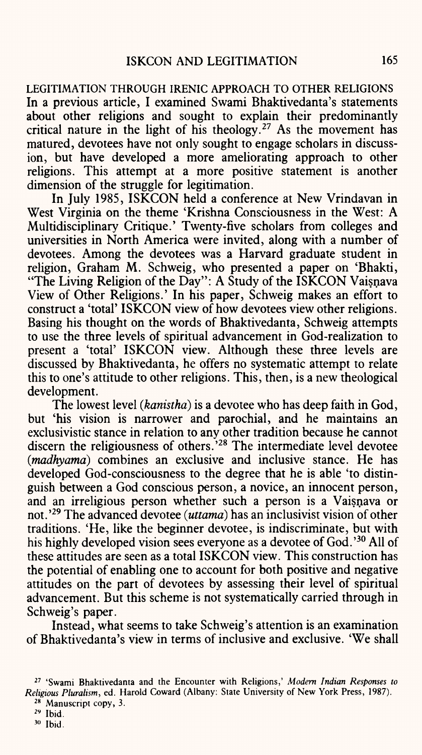## LEGITIMATION THROUGH IRENIC APPROACH TO OTHER RELIGIONS

In a previous article, I examined Swami Bhaktivedanta's statements about other religions and sought to explain their predominantly critical nature in the light of his theology.[27] As the movement has matured, devotees have not only sought to engage scholars in discussion, but have developed a more ameliorating approach to other religions. This attempt at a more positive statement is another dimension of the struggle for legitimation.

In July 1985, ISKCON held a conference at New Vrindavan in West Virginia on the theme 'Krishna Consciousness in the West: A Multidisciplinary Critique.' Twenty-five scholars from colleges and universities in North America were invited, along with a number of devotees. Among the devotees was a Harvard graduate student in religion, Graham M. Schweig, who presented a paper on 'Bhakti, "The Living Religion of the Day": A Study of the ISKCON Vaiṣṇava View of Other Religions.' In his paper, Schweig makes an effort to construct a 'total' ISKCON view of how devotees view other religions. Basing his thought on the words of Bhaktivedanta, Schweig attempts to use the three levels of spiritual advancement in God-realization to present a 'total' ISKCON view. Although these three levels are discussed by Bhaktivedanta, he offers no systematic attempt to relate this to one's attitude to other religions. This, then, is a new theological development.

The lowest level (*kanistha*) is a devotee who has deep faith in God, but 'his vision is narrower and parochial, and he maintains an exclusivistic stance in relation to any other tradition because he cannot discern the religiousness of others.'[28] The intermediate level devotee (*madhyama*) combines an exclusive and inclusive stance. He has developed God-consciousness to the degree that he is able 'to distinguish between a God conscious person, a novice, an innocent person, and an irreligious person whether such a person is a Vaiṣṇava or not.'[29] The advanced devotee (*uttama*) has an inclusivist vision of other traditions. 'He, like the beginner devotee, is indiscriminate, but with his highly developed vision sees everyone as a devotee of God.'[30] All of these attitudes are seen as a total ISKCON view. This construction has the potential of enabling one to account for both positive and negative attitudes on the part of devotees by assessing their level of spiritual advancement. But this scheme is not systematically carried through in Schweig's paper.

Instead, what seems to take Schweig's attention is an examination of Bhaktivedanta's view in terms of inclusive and exclusive. 'We shall

[27] 'Swami Bhaktivedanta and the Encounter with Religions,' *Modern Indian Responses to Religious Pluralism*, ed. Harold Coward (Albany: State University of New York Press, 1987).

[28] Manuscript copy, 3.

[29] Ibid.

[30] Ibid.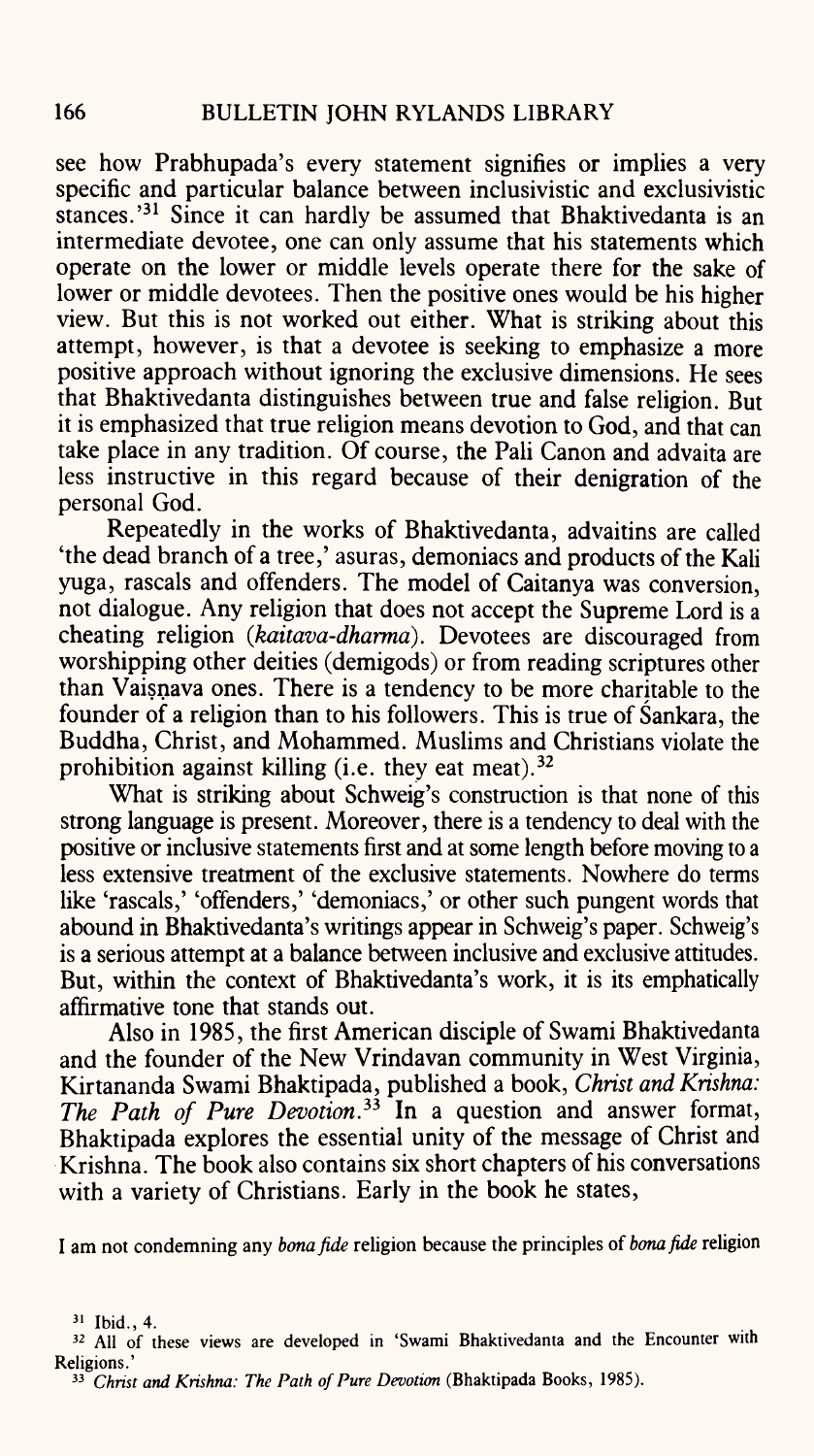see how Prabhupada's every statement signifies or implies a very specific and particular balance between inclusivistic and exclusivistic stances.'[31] Since it can hardly be assumed that Bhaktivedanta is an intermediate devotee, one can only assume that his statements which operate on the lower or middle levels operate there for the sake of lower or middle devotees. Then the positive ones would be his higher view. But this is not worked out either. What is striking about this attempt, however, is that a devotee is seeking to emphasize a more positive approach without ignoring the exclusive dimensions. He sees that Bhaktivedanta distinguishes between true and false religion. But it is emphasized that true religion means devotion to God, and that can take place in any tradition. Of course, the Pali Canon and advaita are less instructive in this regard because of their denigration of the personal God.

Repeatedly in the works of Bhaktivedanta, advaitins are called 'the dead branch of a tree,' asuras, demoniacs and products of the Kali yuga, rascals and offenders. The model of Caitanya was conversion, not dialogue. Any religion that does not accept the Supreme Lord is a cheating religion (*kaitava-dharma*). Devotees are discouraged from worshipping other deities (demigods) or from reading scriptures other than Vaiṣṇava ones. There is a tendency to be more charitable to the founder of a religion than to his followers. This is true of Śankara, the Buddha, Christ, and Mohammed. Muslims and Christians violate the prohibition against killing (i.e. they eat meat).[32]

What is striking about Schweig's construction is that none of this strong language is present. Moreover, there is a tendency to deal with the positive or inclusive statements first and at some length before moving to a less extensive treatment of the exclusive statements. Nowhere do terms like 'rascals,' 'offenders,' 'demoniacs,' or other such pungent words that abound in Bhaktivedanta's writings appear in Schweig's paper. Schweig's is a serious attempt at a balance between inclusive and exclusive attitudes. But, within the context of Bhaktivedanta's work, it is its emphatically affirmative tone that stands out.

Also in 1985, the first American disciple of Swami Bhaktivedanta and the founder of the New Vrindavan community in West Virginia, Kirtananda Swami Bhaktipada, published a book, *Christ and Krishna: The Path of Pure Devotion*.[33] In a question and answer format, Bhaktipada explores the essential unity of the message of Christ and Krishna. The book also contains six short chapters of his conversations with a variety of Christians. Early in the book he states,

I am not condemning any *bona fide* religion because the principles of *bona fide* religion

---

[31] Ibid., 4.

[32] All of these views are developed in 'Swami Bhaktivedanta and the Encounter with Religions.'

[33] *Christ and Krishna: The Path of Pure Devotion* (Bhaktipada Books, 1985).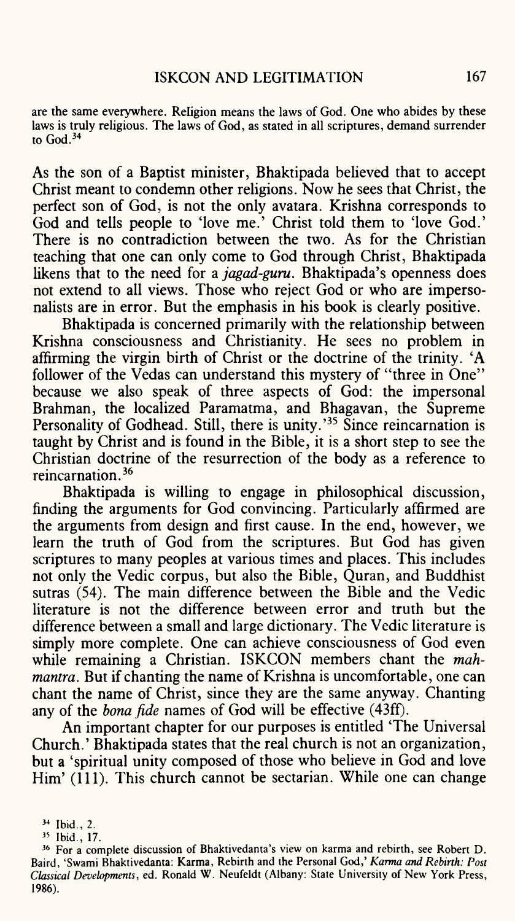are the same everywhere. Religion means the laws of God. One who abides by these laws is truly religious. The laws of God, as stated in all scriptures, demand surrender to God.[34]

As the son of a Baptist minister, Bhaktipada believed that to accept Christ meant to condemn other religions. Now he sees that Christ, the perfect son of God, is not the only avatara. Krishna corresponds to God and tells people to 'love me.' Christ told them to 'love God.' There is no contradiction between the two. As for the Christian teaching that one can only come to God through Christ, Bhaktipada likens that to the need for a *jagad-guru*. Bhaktipada's openness does not extend to all views. Those who reject God or who are impersonalists are in error. But the emphasis in his book is clearly positive.

Bhaktipada is concerned primarily with the relationship between Krishna consciousness and Christianity. He sees no problem in affirming the virgin birth of Christ or the doctrine of the trinity. 'A follower of the Vedas can understand this mystery of "three in One" because we also speak of three aspects of God: the impersonal Brahman, the localized Paramatma, and Bhagavan, the Supreme Personality of Godhead. Still, there is unity.'[35] Since reincarnation is taught by Christ and is found in the Bible, it is a short step to see the Christian doctrine of the resurrection of the body as a reference to reincarnation.[36]

Bhaktipada is willing to engage in philosophical discussion, finding the arguments for God convincing. Particularly affirmed are the arguments from design and first cause. In the end, however, we learn the truth of God from the scriptures. But God has given scriptures to many peoples at various times and places. This includes not only the Vedic corpus, but also the Bible, Quran, and Buddhist sutras (54). The main difference between the Bible and the Vedic literature is not the difference between error and truth but the difference between a small and large dictionary. The Vedic literature is simply more complete. One can achieve consciousness of God even while remaining a Christian. ISKCON members chant the *mahmantra*. But if chanting the name of Krishna is uncomfortable, one can chant the name of Christ, since they are the same anyway. Chanting any of the *bona fide* names of God will be effective (43ff).

An important chapter for our purposes is entitled 'The Universal Church.' Bhaktipada states that the real church is not an organization, but a 'spiritual unity composed of those who believe in God and love Him' (111). This church cannot be sectarian. While one can change

[34] Ibid., 2.

[35] Ibid., 17.

[36] For a complete discussion of Bhaktivedanta's view on karma and rebirth, see Robert D. Baird, 'Swami Bhaktivedanta: Karma, Rebirth and the Personal God,' *Karma and Rebirth: Post Classical Developments*, ed. Ronald W. Neufeldt (Albany: State University of New York Press, 1986).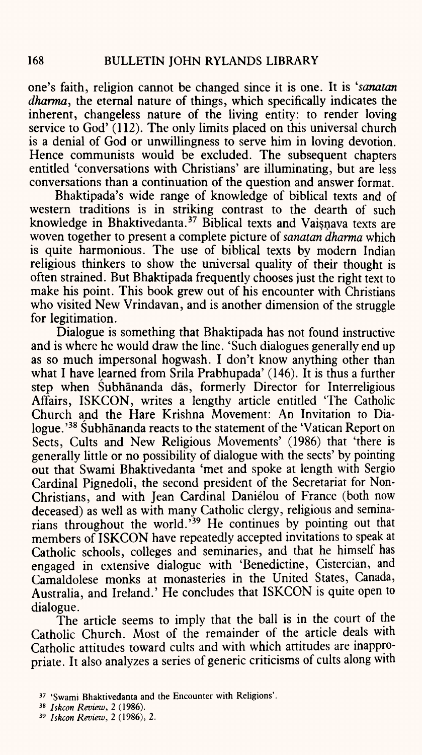one's faith, religion cannot be changed since it is one. It is '*sanatan dharma*, the eternal nature of things, which specifically indicates the inherent, changeless nature of the living entity: to render loving service to God' (112). The only limits placed on this universal church is a denial of God or unwillingness to serve him in loving devotion. Hence communists would be excluded. The subsequent chapters entitled 'conversations with Christians' are illuminating, but are less conversations than a continuation of the question and answer format.

Bhaktipada's wide range of knowledge of biblical texts and of western traditions is in striking contrast to the dearth of such knowledge in Bhaktivedanta.[37] Biblical texts and Vaiṣṇava texts are woven together to present a complete picture of *sanatan dharma* which is quite harmonious. The use of biblical texts by modern Indian religious thinkers to show the universal quality of their thought is often strained. But Bhaktipada frequently chooses just the right text to make his point. This book grew out of his encounter with Christians who visited New Vrindavan, and is another dimension of the struggle for legitimation.

Dialogue is something that Bhaktipada has not found instructive and is where he would draw the line. 'Such dialogues generally end up as so much impersonal hogwash. I don't know anything other than what I have learned from Srila Prabhupada' (146). It is thus a further step when Śubhānanda dās, formerly Director for Interreligious Affairs, ISKCON, writes a lengthy article entitled 'The Catholic Church and the Hare Krishna Movement: An Invitation to Dialogue.'[38] Śubhānanda reacts to the statement of the 'Vatican Report on Sects, Cults and New Religious Movements' (1986) that 'there is generally little or no possibility of dialogue with the sects' by pointing out that Swami Bhaktivedanta 'met and spoke at length with Sergio Cardinal Pignedoli, the second president of the Secretariat for Non-Christians, and with Jean Cardinal Daniélou of France (both now deceased) as well as with many Catholic clergy, religious and seminarians throughout the world.'[39] He continues by pointing out that members of ISKCON have repeatedly accepted invitations to speak at Catholic schools, colleges and seminaries, and that he himself has engaged in extensive dialogue with 'Benedictine, Cistercian, and Camaldolese monks at monasteries in the United States, Canada, Australia, and Ireland.' He concludes that ISKCON is quite open to dialogue.

The article seems to imply that the ball is in the court of the Catholic Church. Most of the remainder of the article deals with Catholic attitudes toward cults and with which attitudes are inappropriate. It also analyzes a series of generic criticisms of cults along with

[37] 'Swami Bhaktivedanta and the Encounter with Religions'.

[38] *Iskcon Review*, 2 (1986).

[39] *Iskcon Review*, 2 (1986), 2.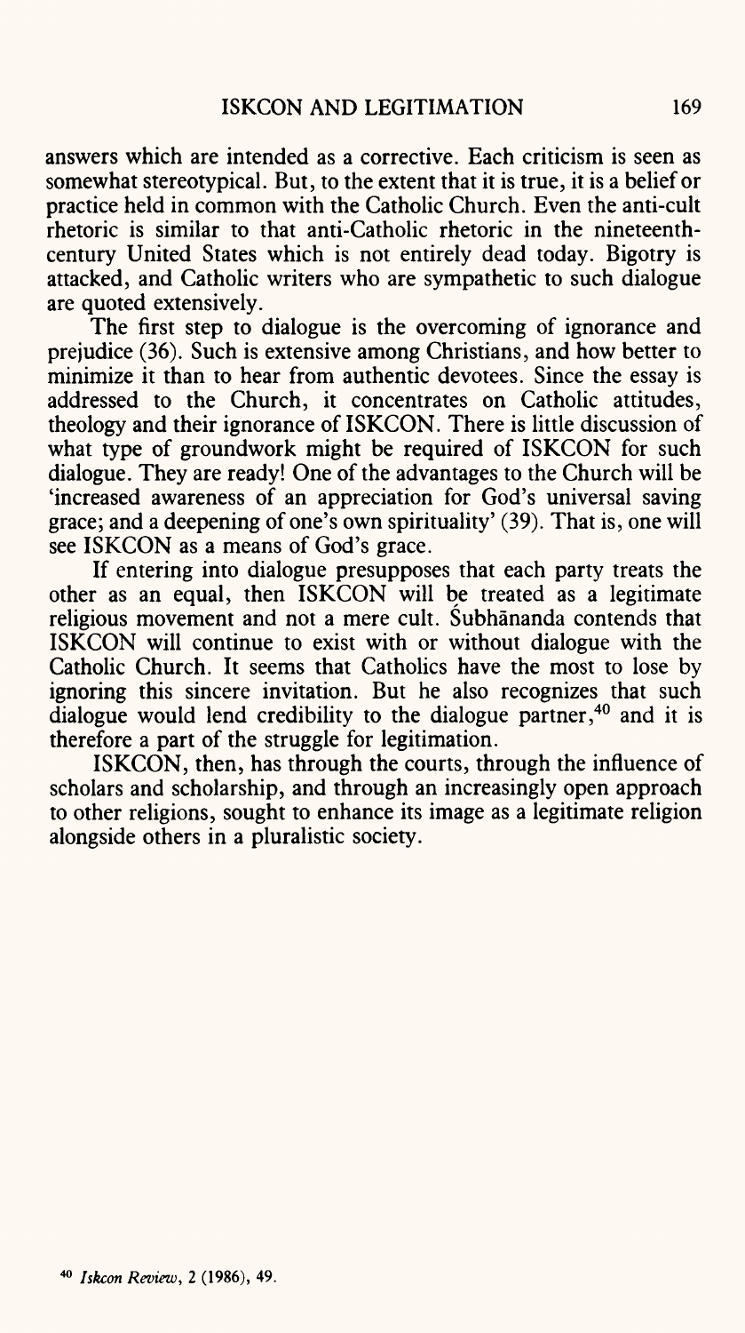answers which are intended as a corrective. Each criticism is seen as somewhat stereotypical. But, to the extent that it is true, it is a belief or practice held in common with the Catholic Church. Even the anti-cult rhetoric is similar to that anti-Catholic rhetoric in the nineteenth-century United States which is not entirely dead today. Bigotry is attacked, and Catholic writers who are sympathetic to such dialogue are quoted extensively.

The first step to dialogue is the overcoming of ignorance and prejudice (36). Such is extensive among Christians, and how better to minimize it than to hear from authentic devotees. Since the essay is addressed to the Church, it concentrates on Catholic attitudes, theology and their ignorance of ISKCON. There is little discussion of what type of groundwork might be required of ISKCON for such dialogue. They are ready! One of the advantages to the Church will be 'increased awareness of an appreciation for God's universal saving grace; and a deepening of one's own spirituality' (39). That is, one will see ISKCON as a means of God's grace.

If entering into dialogue presupposes that each party treats the other as an equal, then ISKCON will be treated as a legitimate religious movement and not a mere cult. Śubhānanda contends that ISKCON will continue to exist with or without dialogue with the Catholic Church. It seems that Catholics have the most to lose by ignoring this sincere invitation. But he also recognizes that such dialogue would lend credibility to the dialogue partner,[40] and it is therefore a part of the struggle for legitimation.

ISKCON, then, has through the courts, through the influence of scholars and scholarship, and through an increasingly open approach to other religions, sought to enhance its image as a legitimate religion alongside others in a pluralistic society.

[40] *Iskcon Review*, 2 (1986), 49.